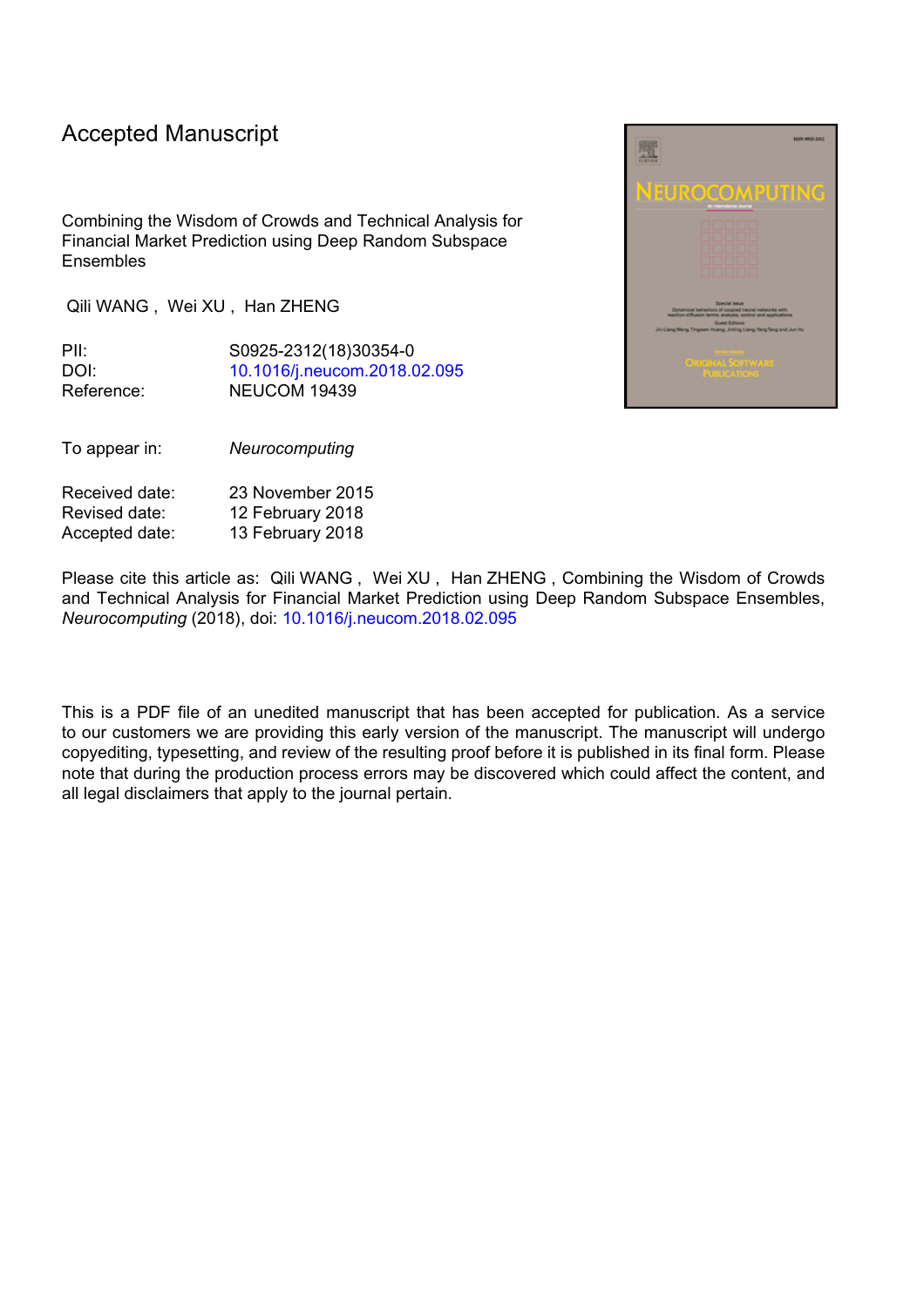# Accepted Manuscript

Combining the Wisdom of Crowds and Technical Analysis for Financial Market Prediction using Deep Random Subspace Ensembles

Qili WANG , Wei XU , Han ZHENG

| | |
|---|---|
| PII: | S0925-2312(18)30354-0 |
| DOI: | 10.1016/j.neucom.2018.02.095 |
| Reference: | NEUCOM 19439 |

| | |
|---|---|
| To appear in: | *Neurocomputing* |

| | |
|---|---|
| Received date: | 23 November 2015 |
| Revised date: | 12 February 2018 |
| Accepted date: | 13 February 2018 |

Please cite this article as: Qili WANG , Wei XU , Han ZHENG , Combining the Wisdom of Crowds and Technical Analysis for Financial Market Prediction using Deep Random Subspace Ensembles, *Neurocomputing* (2018), doi: 10.1016/j.neucom.2018.02.095

This is a PDF file of an unedited manuscript that has been accepted for publication. As a service to our customers we are providing this early version of the manuscript. The manuscript will undergo copyediting, typesetting, and review of the resulting proof before it is published in its final form. Please note that during the production process errors may be discovered which could affect the content, and all legal disclaimers that apply to the journal pertain.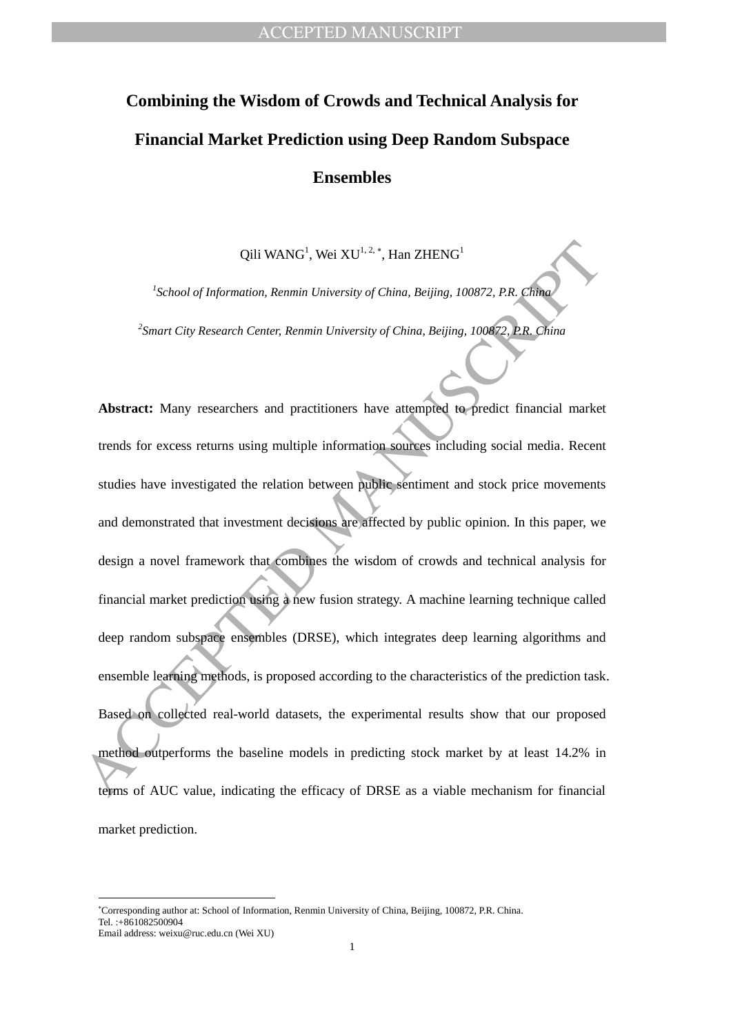# Combining the Wisdom of Crowds and Technical Analysis for Financial Market Prediction using Deep Random Subspace Ensembles

Qili WANG[1], Wei XU[1, 2, *], Han ZHENG[1]

[1]*School of Information, Renmin University of China, Beijing, 100872, P.R. China*

[2]*Smart City Research Center, Renmin University of China, Beijing, 100872, P.R. China*

**Abstract:** Many researchers and practitioners have attempted to predict financial market trends for excess returns using multiple information sources including social media. Recent studies have investigated the relation between public sentiment and stock price movements and demonstrated that investment decisions are affected by public opinion. In this paper, we design a novel framework that combines the wisdom of crowds and technical analysis for financial market prediction using a new fusion strategy. A machine learning technique called deep random subspace ensembles (DRSE), which integrates deep learning algorithms and ensemble learning methods, is proposed according to the characteristics of the prediction task. Based on collected real-world datasets, the experimental results show that our proposed method outperforms the baseline models in predicting stock market by at least 14.2% in terms of AUC value, indicating the efficacy of DRSE as a viable mechanism for financial market prediction.

---

[*]Corresponding author at: School of Information, Renmin University of China, Beijing, 100872, P.R. China.
Tel. :+861082500904
Email address: weixu@ruc.edu.cn (Wei XU)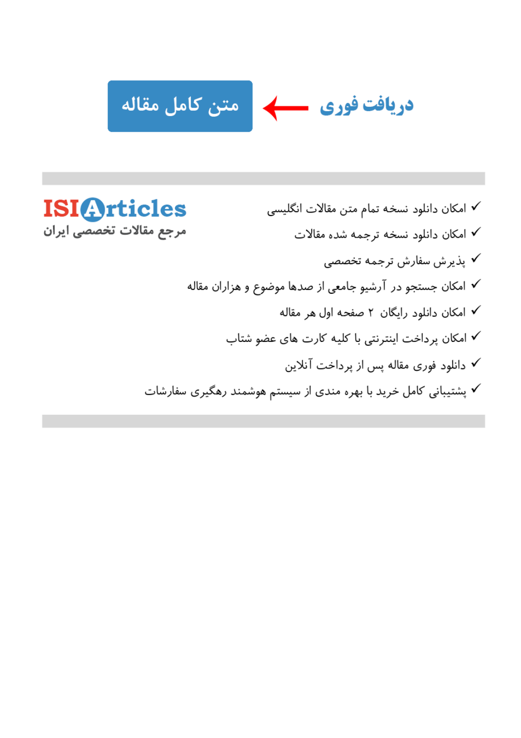دریافت فوری ← **متن کامل مقاله**

**ISIArticles**

مرجع مقالات تخصصی ایران

- ✓ امکان دانلود نسخه تمام متن مقالات انگلیسی
- ✓ امکان دانلود نسخه ترجمه شده مقالات
- ✓ پذیرش سفارش ترجمه تخصصی
- ✓ امکان جستجو در آرشیو جامعی از صدها موضوع و هزاران مقاله
- ✓ امکان دانلود رایگان ۲ صفحه اول هر مقاله
- ✓ امکان پرداخت اینترنتی با کلیه کارت های عضو شتاب
- ✓ دانلود فوری مقاله پس از پرداخت آنلاین
- ✓ پشتیبانی کامل خرید با بهره مندی از سیستم هوشمند رهگیری سفارشات